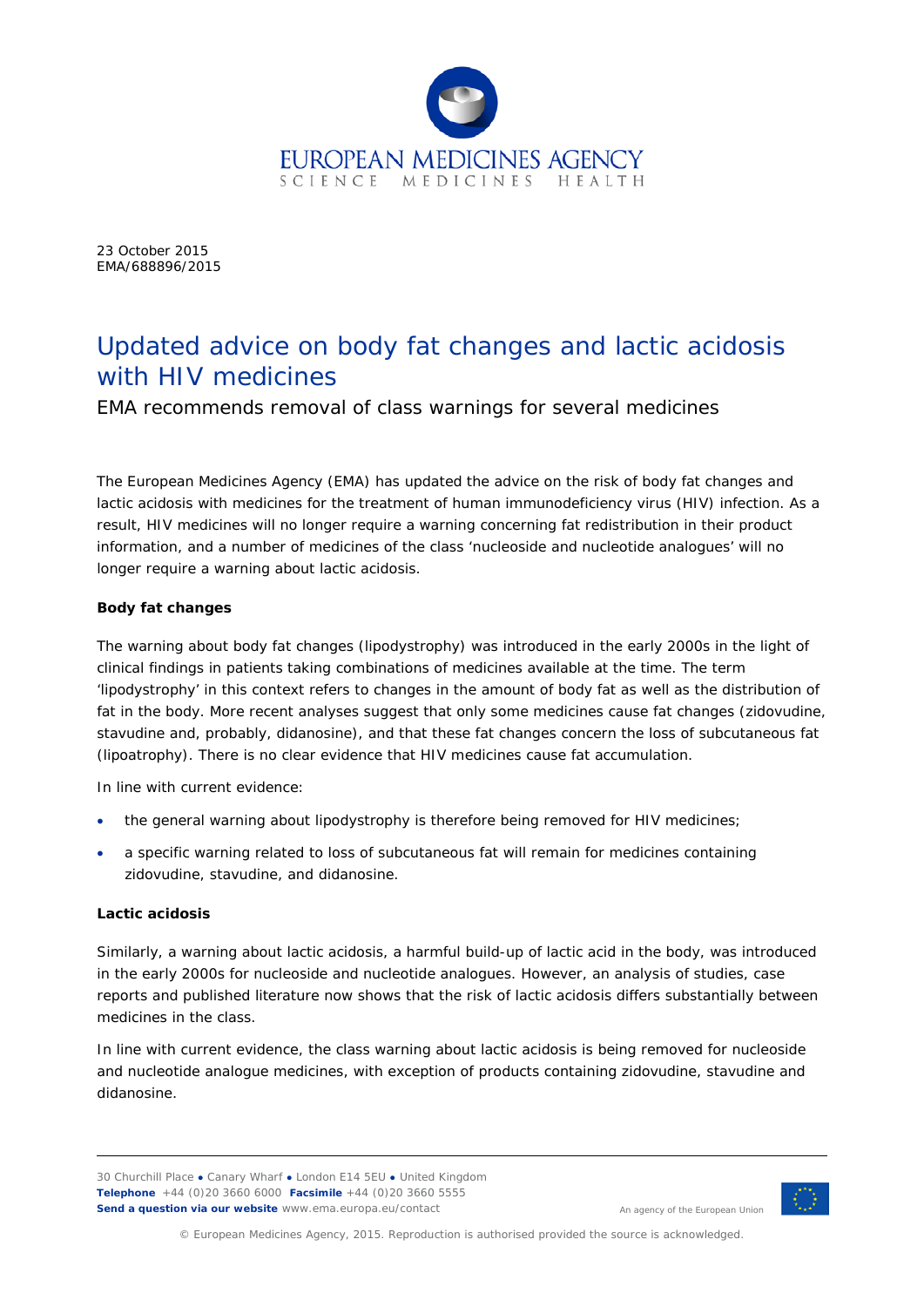EUROPEAN MEDICINES AGENCY
SCIENCE MEDICINES HEALTH

23 October 2015
EMA/688896/2015

# Updated advice on body fat changes and lactic acidosis with HIV medicines

EMA recommends removal of class warnings for several medicines

The European Medicines Agency (EMA) has updated the advice on the risk of body fat changes and lactic acidosis with medicines for the treatment of human immunodeficiency virus (HIV) infection. As a result, HIV medicines will no longer require a warning concerning fat redistribution in their product information, and a number of medicines of the class 'nucleoside and nucleotide analogues' will no longer require a warning about lactic acidosis.

**Body fat changes**

The warning about body fat changes (lipodystrophy) was introduced in the early 2000s in the light of clinical findings in patients taking combinations of medicines available at the time. The term 'lipodystrophy' in this context refers to changes in the amount of body fat as well as the distribution of fat in the body. More recent analyses suggest that only some medicines cause fat changes (zidovudine, stavudine and, probably, didanosine), and that these fat changes concern the loss of subcutaneous fat (lipoatrophy). There is no clear evidence that HIV medicines cause fat accumulation.

In line with current evidence:

- the general warning about lipodystrophy is therefore being removed for HIV medicines;
- a specific warning related to loss of subcutaneous fat will remain for medicines containing zidovudine, stavudine, and didanosine.

**Lactic acidosis**

Similarly, a warning about lactic acidosis, a harmful build-up of lactic acid in the body, was introduced in the early 2000s for nucleoside and nucleotide analogues. However, an analysis of studies, case reports and published literature now shows that the risk of lactic acidosis differs substantially between medicines in the class.

In line with current evidence, the class warning about lactic acidosis is being removed for nucleoside and nucleotide analogue medicines, with exception of products containing zidovudine, stavudine and didanosine.

30 Churchill Place ● Canary Wharf ● London E14 5EU ● United Kingdom
**Telephone** +44 (0)20 3660 6000 **Facsimile** +44 (0)20 3660 5555
**Send a question via our website** www.ema.europa.eu/contact

An agency of the European Union

© European Medicines Agency, 2015. Reproduction is authorised provided the source is acknowledged.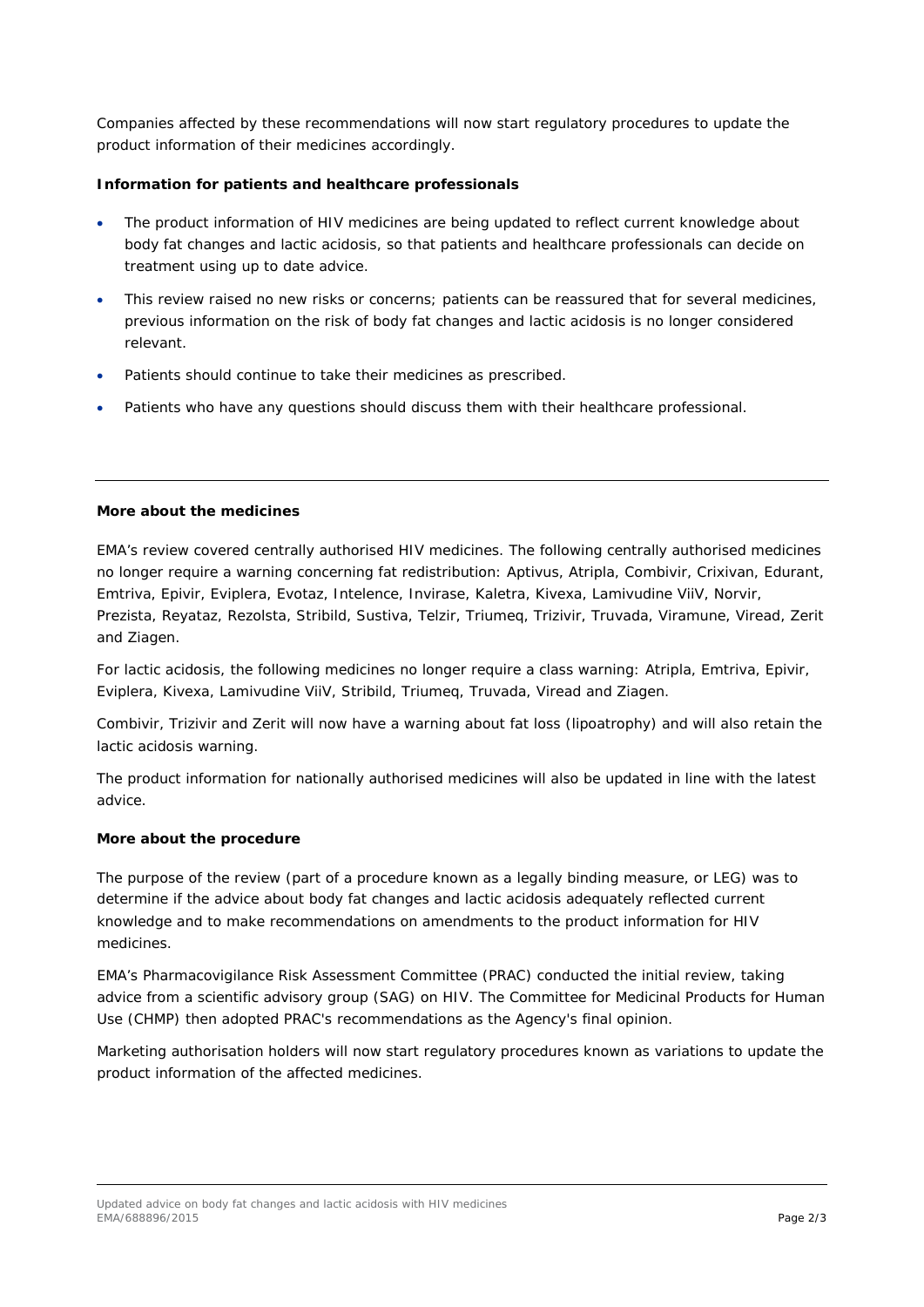Companies affected by these recommendations will now start regulatory procedures to update the product information of their medicines accordingly.

**Information for patients and healthcare professionals**

- The product information of HIV medicines are being updated to reflect current knowledge about body fat changes and lactic acidosis, so that patients and healthcare professionals can decide on treatment using up to date advice.
- This review raised no new risks or concerns; patients can be reassured that for several medicines, previous information on the risk of body fat changes and lactic acidosis is no longer considered relevant.
- Patients should continue to take their medicines as prescribed.
- Patients who have any questions should discuss them with their healthcare professional.

---

**More about the medicines**

EMA's review covered centrally authorised HIV medicines. The following centrally authorised medicines no longer require a warning concerning fat redistribution: Aptivus, Atripla, Combivir, Crixivan, Edurant, Emtriva, Epivir, Eviplera, Evotaz, Intelence, Invirase, Kaletra, Kivexa, Lamivudine ViiV, Norvir, Prezista, Reyataz, Rezolsta, Stribild, Sustiva, Telzir, Triumeq, Trizivir, Truvada, Viramune, Viread, Zerit and Ziagen.

For lactic acidosis, the following medicines no longer require a class warning: Atripla, Emtriva, Epivir, Eviplera, Kivexa, Lamivudine ViiV, Stribild, Triumeq, Truvada, Viread and Ziagen.

Combivir, Trizivir and Zerit will now have a warning about fat loss (lipoatrophy) and will also retain the lactic acidosis warning.

The product information for nationally authorised medicines will also be updated in line with the latest advice.

**More about the procedure**

The purpose of the review (part of a procedure known as a legally binding measure, or LEG) was to determine if the advice about body fat changes and lactic acidosis adequately reflected current knowledge and to make recommendations on amendments to the product information for HIV medicines.

EMA's Pharmacovigilance Risk Assessment Committee (PRAC) conducted the initial review, taking advice from a scientific advisory group (SAG) on HIV. The Committee for Medicinal Products for Human Use (CHMP) then adopted PRAC's recommendations as the Agency's final opinion.

Marketing authorisation holders will now start regulatory procedures known as variations to update the product information of the affected medicines.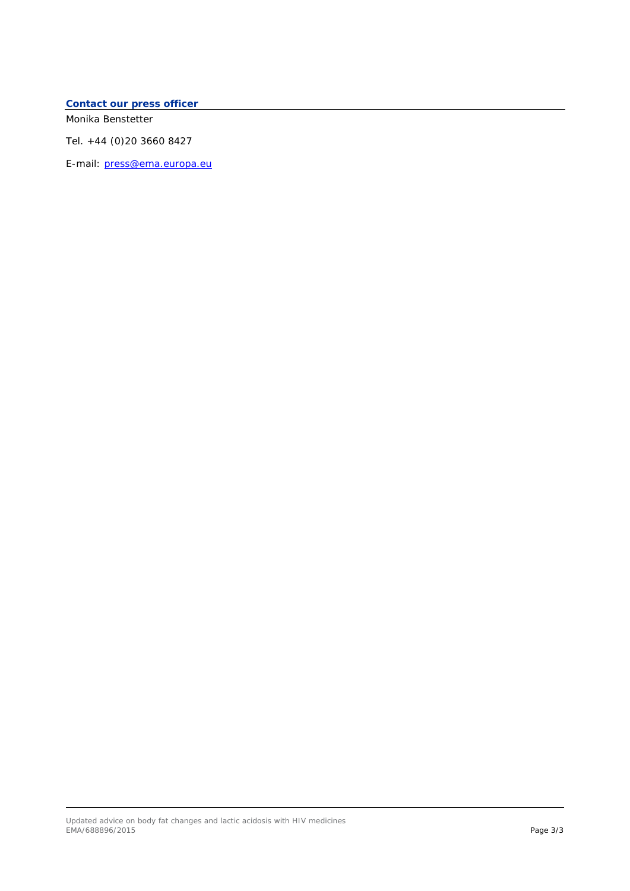### Contact our press officer

Monika Benstetter

Tel. +44 (0)20 3660 8427

E-mail: press@ema.europa.eu